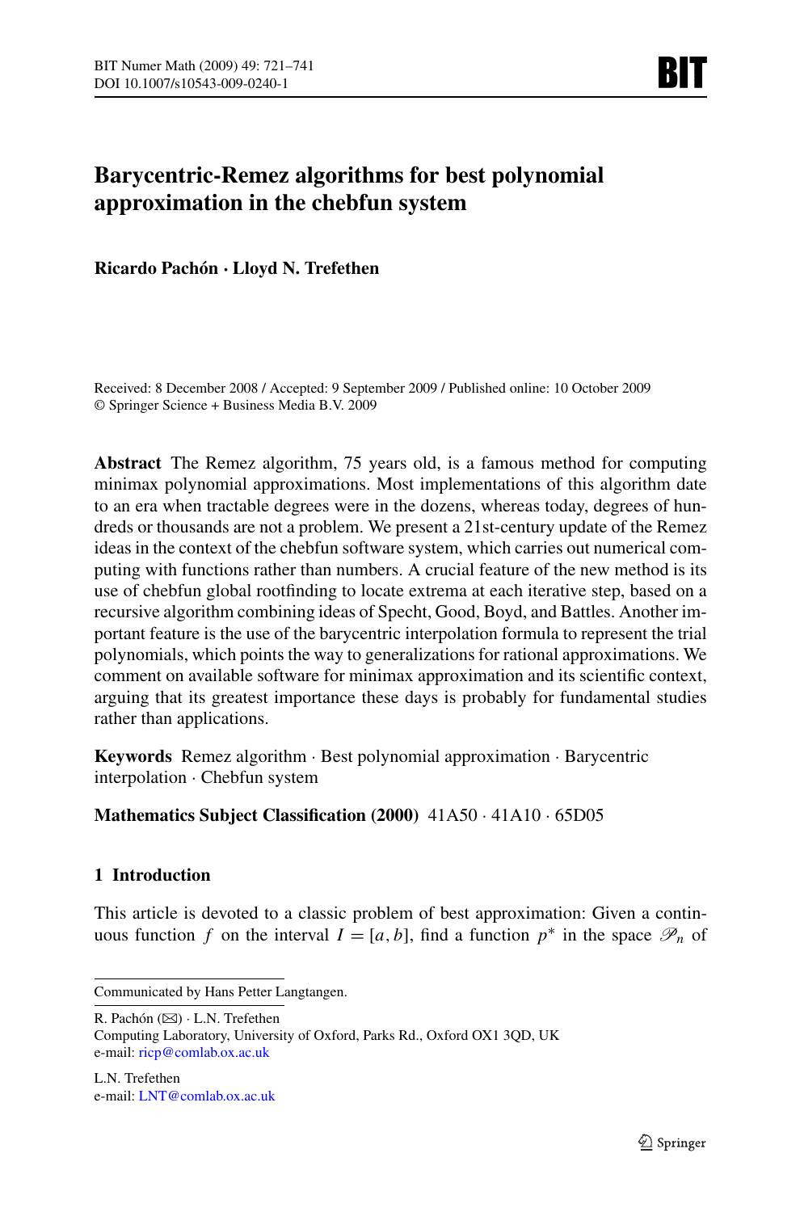# Barycentric-Remez algorithms for best polynomial approximation in the chebfun system

**Ricardo Pachón · Lloyd N. Trefethen**

Received: 8 December 2008 / Accepted: 9 September 2009 / Published online: 10 October 2009
© Springer Science + Business Media B.V. 2009

**Abstract** The Remez algorithm, 75 years old, is a famous method for computing minimax polynomial approximations. Most implementations of this algorithm date to an era when tractable degrees were in the dozens, whereas today, degrees of hundreds or thousands are not a problem. We present a 21st-century update of the Remez ideas in the context of the chebfun software system, which carries out numerical computing with functions rather than numbers. A crucial feature of the new method is its use of chebfun global rootfinding to locate extrema at each iterative step, based on a recursive algorithm combining ideas of Specht, Good, Boyd, and Battles. Another important feature is the use of the barycentric interpolation formula to represent the trial polynomials, which points the way to generalizations for rational approximations. We comment on available software for minimax approximation and its scientific context, arguing that its greatest importance these days is probably for fundamental studies rather than applications.

**Keywords** Remez algorithm · Best polynomial approximation · Barycentric interpolation · Chebfun system

**Mathematics Subject Classification (2000)** 41A50 · 41A10 · 65D05

## 1 Introduction

This article is devoted to a classic problem of best approximation: Given a continuous function $f$ on the interval $I = [a, b]$, find a function $p^*$ in the space $\mathscr{P}_n$ of

---

Communicated by Hans Petter Langtangen.

R. Pachón (✉) · L.N. Trefethen
Computing Laboratory, University of Oxford, Parks Rd., Oxford OX1 3QD, UK
e-mail: ricp@comlab.ox.ac.uk

L.N. Trefethen
e-mail: LNT@comlab.ox.ac.uk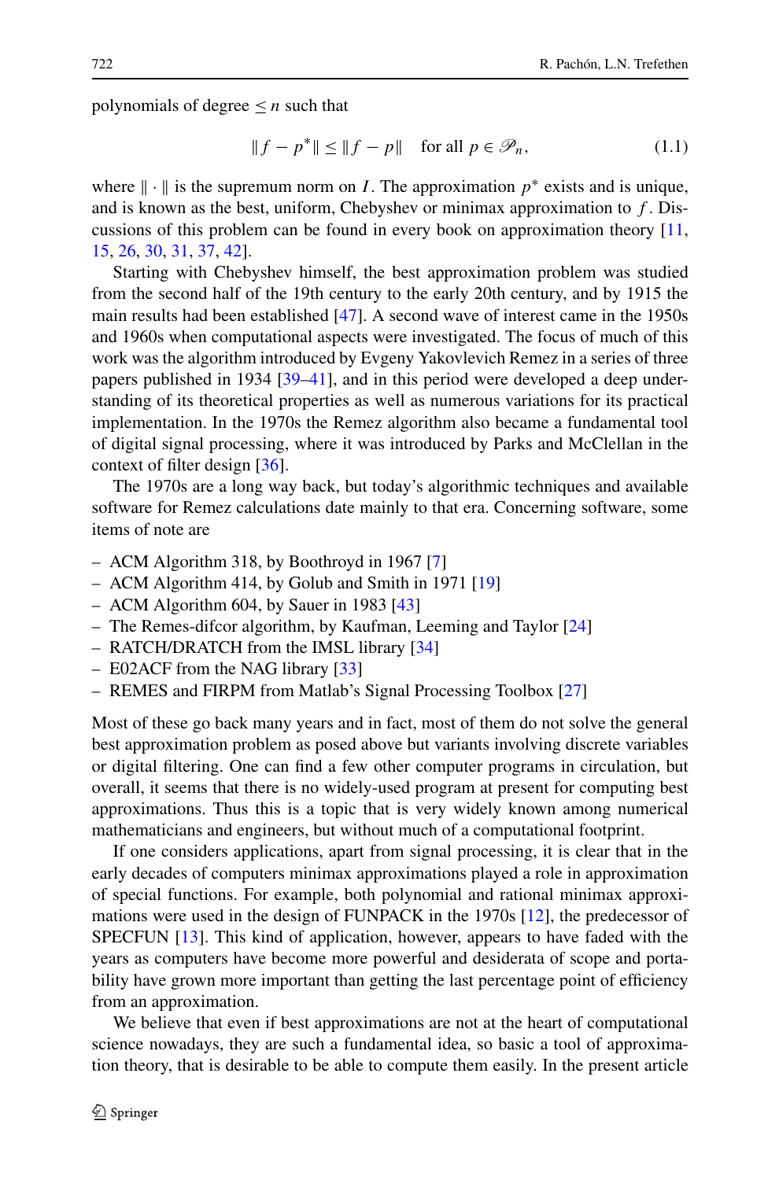polynomials of degree $\leq n$ such that

$$\|f - p^*\| \leq \|f - p\| \quad \text{for all } p \in \mathscr{P}_n, \tag{1.1}$$

where $\|\cdot\|$ is the supremum norm on $I$. The approximation $p^*$ exists and is unique, and is known as the best, uniform, Chebyshev or minimax approximation to $f$. Discussions of this problem can be found in every book on approximation theory [11, 15, 26, 30, 31, 37, 42].

Starting with Chebyshev himself, the best approximation problem was studied from the second half of the 19th century to the early 20th century, and by 1915 the main results had been established [47]. A second wave of interest came in the 1950s and 1960s when computational aspects were investigated. The focus of much of this work was the algorithm introduced by Evgeny Yakovlevich Remez in a series of three papers published in 1934 [39–41], and in this period were developed a deep understanding of its theoretical properties as well as numerous variations for its practical implementation. In the 1970s the Remez algorithm also became a fundamental tool of digital signal processing, where it was introduced by Parks and McClellan in the context of filter design [36].

The 1970s are a long way back, but today's algorithmic techniques and available software for Remez calculations date mainly to that era. Concerning software, some items of note are

- ACM Algorithm 318, by Boothroyd in 1967 [7]
- ACM Algorithm 414, by Golub and Smith in 1971 [19]
- ACM Algorithm 604, by Sauer in 1983 [43]
- The Remes-difcor algorithm, by Kaufman, Leeming and Taylor [24]
- RATCH/DRATCH from the IMSL library [34]
- E02ACF from the NAG library [33]
- REMES and FIRPM from Matlab's Signal Processing Toolbox [27]

Most of these go back many years and in fact, most of them do not solve the general best approximation problem as posed above but variants involving discrete variables or digital filtering. One can find a few other computer programs in circulation, but overall, it seems that there is no widely-used program at present for computing best approximations. Thus this is a topic that is very widely known among numerical mathematicians and engineers, but without much of a computational footprint.

If one considers applications, apart from signal processing, it is clear that in the early decades of computers minimax approximations played a role in approximation of special functions. For example, both polynomial and rational minimax approximations were used in the design of FUNPACK in the 1970s [12], the predecessor of SPECFUN [13]. This kind of application, however, appears to have faded with the years as computers have become more powerful and desiderata of scope and portability have grown more important than getting the last percentage point of efficiency from an approximation.

We believe that even if best approximations are not at the heart of computational science nowadays, they are such a fundamental idea, so basic a tool of approximation theory, that is desirable to be able to compute them easily. In the present article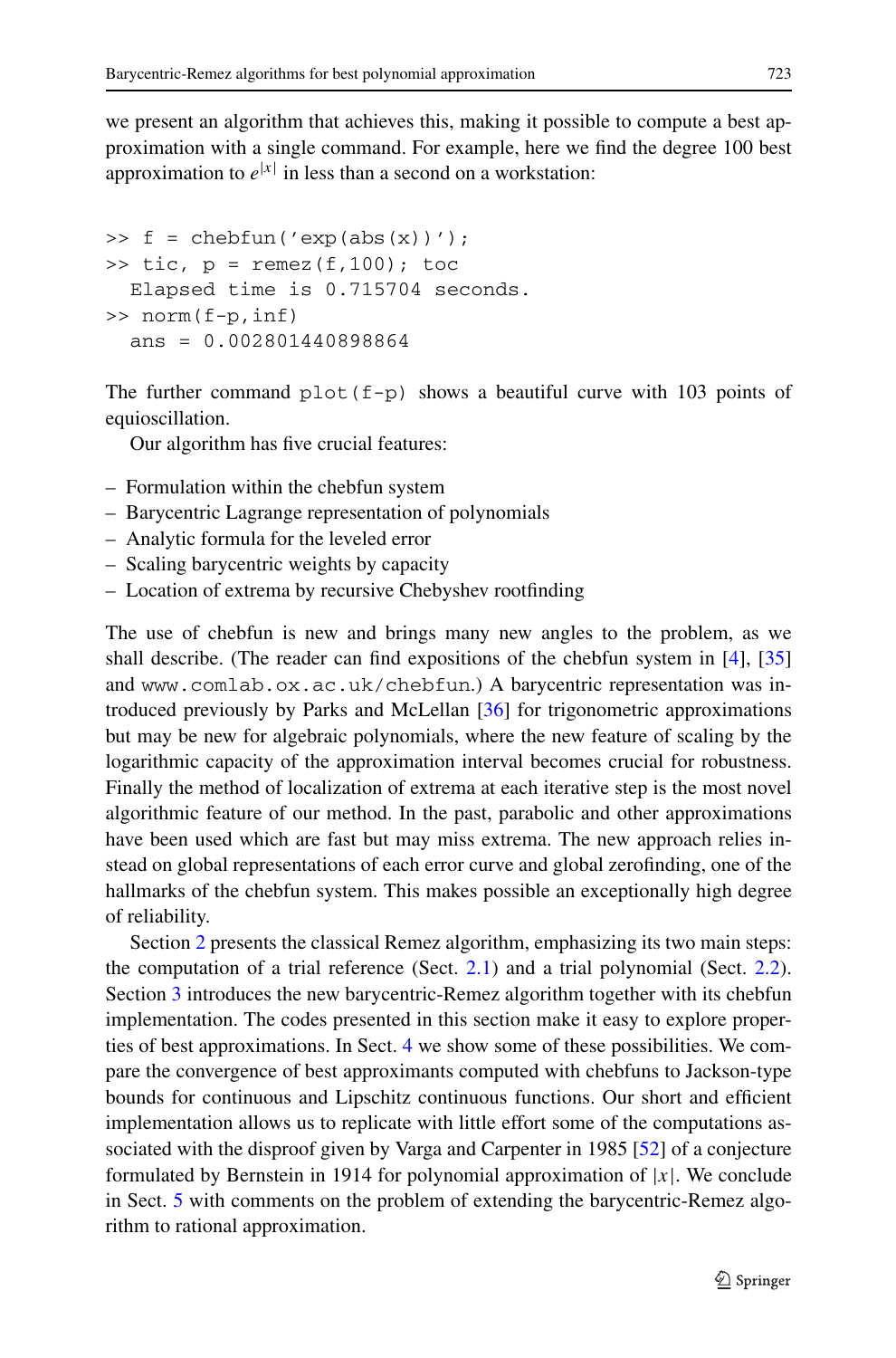we present an algorithm that achieves this, making it possible to compute a best approximation with a single command. For example, here we find the degree 100 best approximation to $e^{|x|}$ in less than a second on a workstation:

```
>> f = chebfun('exp(abs(x))');
>> tic, p = remez(f,100); toc
  Elapsed time is 0.715704 seconds.
>> norm(f-p,inf)
  ans = 0.002801440898864
```

The further command `plot(f-p)` shows a beautiful curve with 103 points of equioscillation.

Our algorithm has five crucial features:

- Formulation within the chebfun system
- Barycentric Lagrange representation of polynomials
- Analytic formula for the leveled error
- Scaling barycentric weights by capacity
- Location of extrema by recursive Chebyshev rootfinding

The use of chebfun is new and brings many new angles to the problem, as we shall describe. (The reader can find expositions of the chebfun system in [4], [35] and `www.comlab.ox.ac.uk/chebfun`.) A barycentric representation was introduced previously by Parks and McLellan [36] for trigonometric approximations but may be new for algebraic polynomials, where the new feature of scaling by the logarithmic capacity of the approximation interval becomes crucial for robustness. Finally the method of localization of extrema at each iterative step is the most novel algorithmic feature of our method. In the past, parabolic and other approximations have been used which are fast but may miss extrema. The new approach relies instead on global representations of each error curve and global zerofinding, one of the hallmarks of the chebfun system. This makes possible an exceptionally high degree of reliability.

Section 2 presents the classical Remez algorithm, emphasizing its two main steps: the computation of a trial reference (Sect. 2.1) and a trial polynomial (Sect. 2.2). Section 3 introduces the new barycentric-Remez algorithm together with its chebfun implementation. The codes presented in this section make it easy to explore properties of best approximations. In Sect. 4 we show some of these possibilities. We compare the convergence of best approximants computed with chebfuns to Jackson-type bounds for continuous and Lipschitz continuous functions. Our short and efficient implementation allows us to replicate with little effort some of the computations associated with the disproof given by Varga and Carpenter in 1985 [52] of a conjecture formulated by Bernstein in 1914 for polynomial approximation of $|x|$. We conclude in Sect. 5 with comments on the problem of extending the barycentric-Remez algorithm to rational approximation.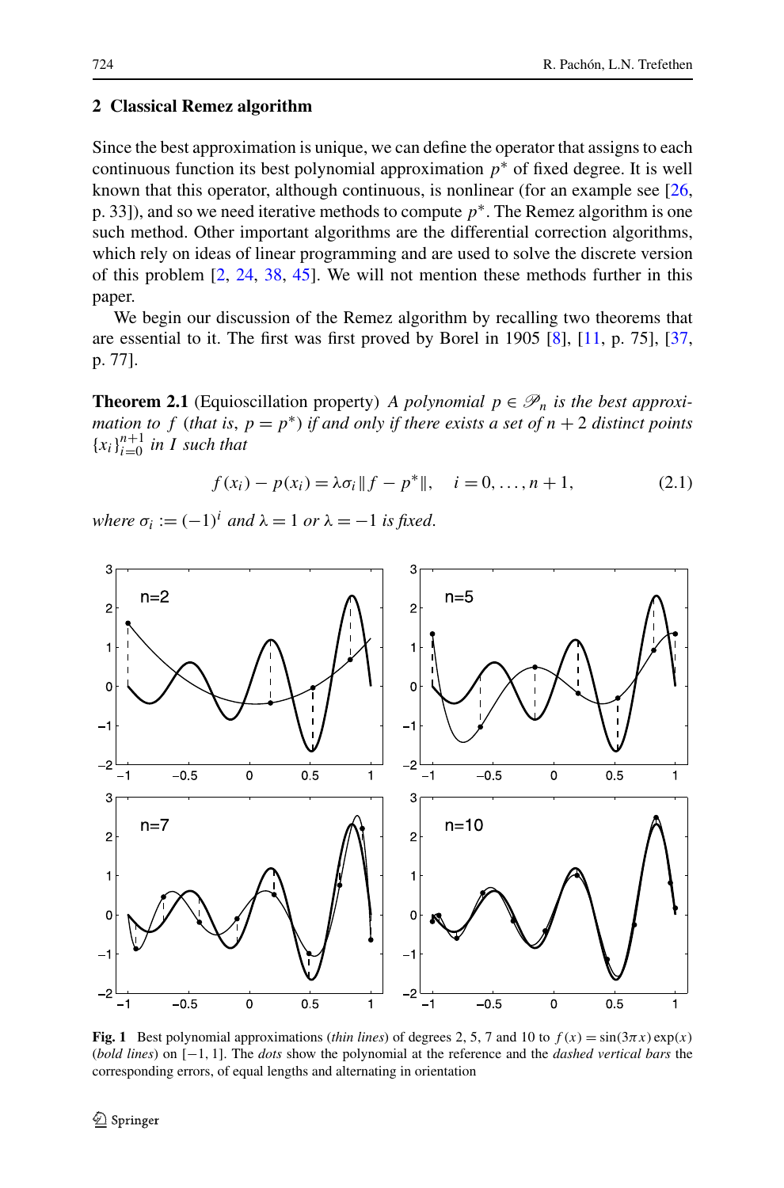## 2 Classical Remez algorithm

Since the best approximation is unique, we can define the operator that assigns to each continuous function its best polynomial approximation $p^*$ of fixed degree. It is well known that this operator, although continuous, is nonlinear (for an example see [26, p. 33]), and so we need iterative methods to compute $p^*$. The Remez algorithm is one such method. Other important algorithms are the differential correction algorithms, which rely on ideas of linear programming and are used to solve the discrete version of this problem [2, 24, 38, 45]. We will not mention these methods further in this paper.

We begin our discussion of the Remez algorithm by recalling two theorems that are essential to it. The first was first proved by Borel in 1905 [8], [11, p. 75], [37, p. 77].

**Theorem 2.1** (Equioscillation property) *A polynomial $p \in \mathscr{P}_n$ is the best approximation to $f$ (that is, $p = p^*$) if and only if there exists a set of $n+2$ distinct points $\{x_i\}_{i=0}^{n+1}$ in $I$ such that*

$$f(x_i) - p(x_i) = \lambda \sigma_i \|f - p^*\|, \quad i = 0, \ldots, n+1, \tag{2.1}$$

*where $\sigma_i := (-1)^i$ and $\lambda = 1$ or $\lambda = -1$ is fixed.*

n=2

n=5

n=7

n=10

**Fig. 1** Best polynomial approximations (*thin lines*) of degrees 2, 5, 7 and 10 to $f(x) = \sin(3\pi x)\exp(x)$ (*bold lines*) on $[-1, 1]$. The *dots* show the polynomial at the reference and the *dashed vertical bars* the corresponding errors, of equal lengths and alternating in orientation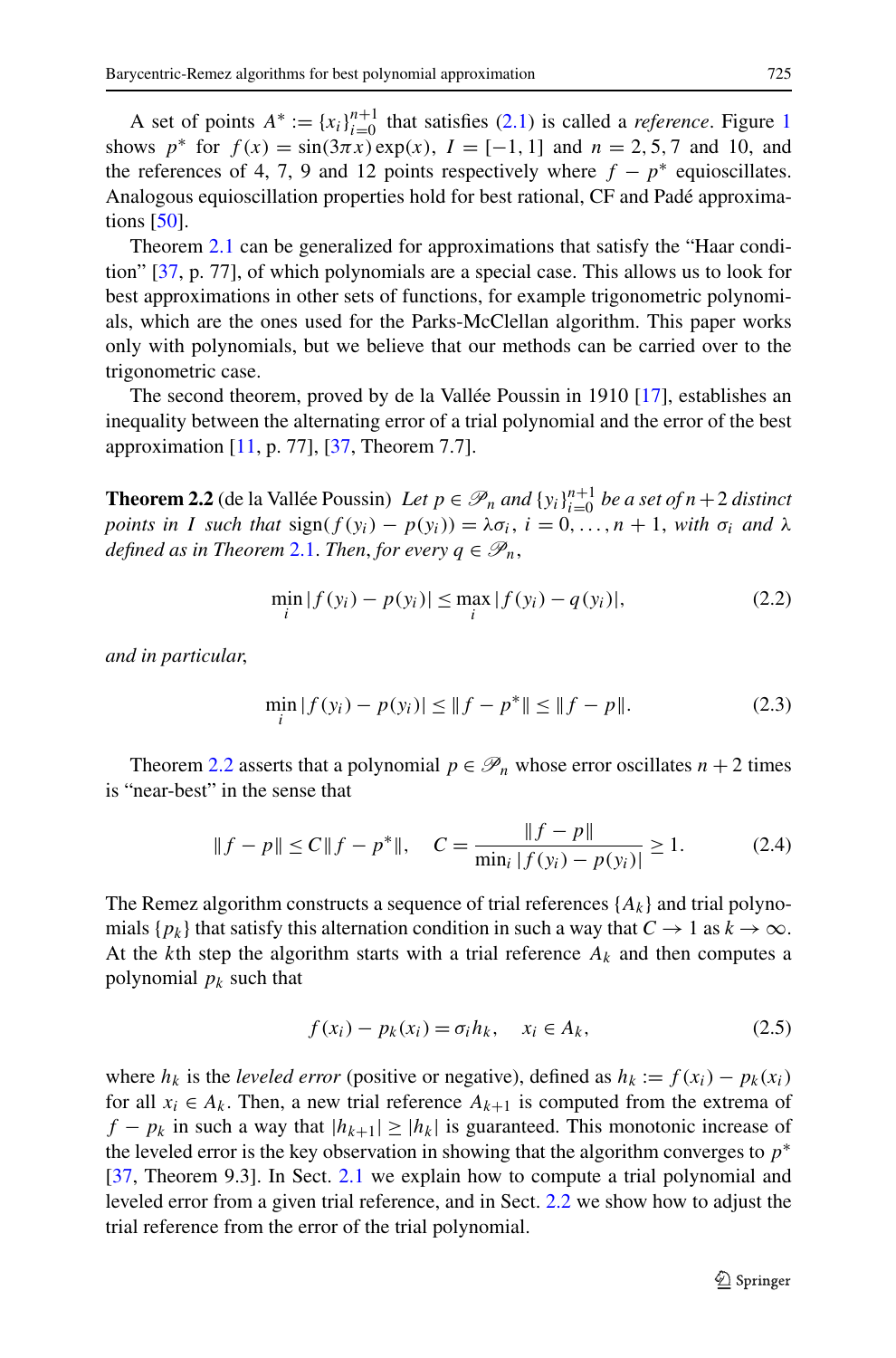A set of points $A^* := \{x_i\}_{i=0}^{n+1}$ that satisfies (2.1) is called a *reference*. Figure 1 shows $p^*$ for $f(x) = \sin(3\pi x)\exp(x)$, $I = [-1, 1]$ and $n = 2, 5, 7$ and 10, and the references of 4, 7, 9 and 12 points respectively where $f - p^*$ equioscillates. Analogous equioscillation properties hold for best rational, CF and Padé approximations [50].

Theorem 2.1 can be generalized for approximations that satisfy the "Haar condition" [37, p. 77], of which polynomials are a special case. This allows us to look for best approximations in other sets of functions, for example trigonometric polynomials, which are the ones used for the Parks-McClellan algorithm. This paper works only with polynomials, but we believe that our methods can be carried over to the trigonometric case.

The second theorem, proved by de la Vallée Poussin in 1910 [17], establishes an inequality between the alternating error of a trial polynomial and the error of the best approximation [11, p. 77], [37, Theorem 7.7].

**Theorem 2.2** (de la Vallée Poussin) *Let $p \in \mathscr{P}_n$ and $\{y_i\}_{i=0}^{n+1}$ be a set of $n+2$ distinct points in $I$ such that $\operatorname{sign}(f(y_i) - p(y_i)) = \lambda\sigma_i$, $i = 0, \ldots, n+1$, with $\sigma_i$ and $\lambda$ defined as in Theorem 2.1. Then, for every $q \in \mathscr{P}_n$,*

$$\min_i |f(y_i) - p(y_i)| \leq \max_i |f(y_i) - q(y_i)|, \tag{2.2}$$

*and in particular,*

$$\min_i |f(y_i) - p(y_i)| \leq \|f - p^*\| \leq \|f - p\|. \tag{2.3}$$

Theorem 2.2 asserts that a polynomial $p \in \mathscr{P}_n$ whose error oscillates $n+2$ times is "near-best" in the sense that

$$\|f - p\| \leq C\|f - p^*\|, \quad C = \frac{\|f - p\|}{\min_i |f(y_i) - p(y_i)|} \geq 1. \tag{2.4}$$

The Remez algorithm constructs a sequence of trial references $\{A_k\}$ and trial polynomials $\{p_k\}$ that satisfy this alternation condition in such a way that $C \to 1$ as $k \to \infty$. At the $k$th step the algorithm starts with a trial reference $A_k$ and then computes a polynomial $p_k$ such that

$$f(x_i) - p_k(x_i) = \sigma_i h_k, \quad x_i \in A_k, \tag{2.5}$$

where $h_k$ is the *leveled error* (positive or negative), defined as $h_k := f(x_i) - p_k(x_i)$ for all $x_i \in A_k$. Then, a new trial reference $A_{k+1}$ is computed from the extrema of $f - p_k$ in such a way that $|h_{k+1}| \geq |h_k|$ is guaranteed. This monotonic increase of the leveled error is the key observation in showing that the algorithm converges to $p^*$ [37, Theorem 9.3]. In Sect. 2.1 we explain how to compute a trial polynomial and leveled error from a given trial reference, and in Sect. 2.2 we show how to adjust the trial reference from the error of the trial polynomial.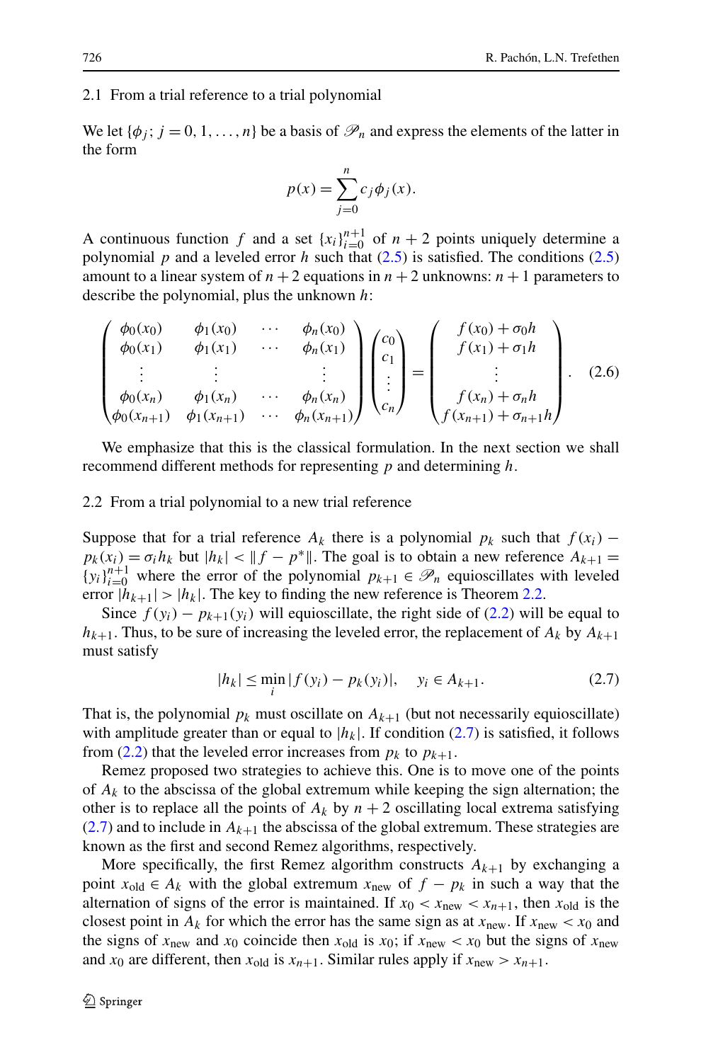### 2.1 From a trial reference to a trial polynomial

We let $\{\phi_j;\, j = 0, 1, \ldots, n\}$ be a basis of $\mathscr{P}_n$ and express the elements of the latter in the form

$$p(x) = \sum_{j=0}^{n} c_j \phi_j(x).$$

A continuous function $f$ and a set $\{x_i\}_{i=0}^{n+1}$ of $n+2$ points uniquely determine a polynomial $p$ and a leveled error $h$ such that (2.5) is satisfied. The conditions (2.5) amount to a linear system of $n+2$ equations in $n+2$ unknowns: $n+1$ parameters to describe the polynomial, plus the unknown $h$:

$$\begin{pmatrix} \phi_0(x_0) & \phi_1(x_0) & \cdots & \phi_n(x_0) \\ \phi_0(x_1) & \phi_1(x_1) & \cdots & \phi_n(x_1) \\ \vdots & \vdots & & \vdots \\ \phi_0(x_n) & \phi_1(x_n) & \cdots & \phi_n(x_n) \\ \phi_0(x_{n+1}) & \phi_1(x_{n+1}) & \cdots & \phi_n(x_{n+1}) \end{pmatrix} \begin{pmatrix} c_0 \\ c_1 \\ \vdots \\ c_n \end{pmatrix} = \begin{pmatrix} f(x_0) + \sigma_0 h \\ f(x_1) + \sigma_1 h \\ \vdots \\ f(x_n) + \sigma_n h \\ f(x_{n+1}) + \sigma_{n+1} h \end{pmatrix}. \tag{2.6}$$

We emphasize that this is the classical formulation. In the next section we shall recommend different methods for representing $p$ and determining $h$.

### 2.2 From a trial polynomial to a new trial reference

Suppose that for a trial reference $A_k$ there is a polynomial $p_k$ such that $f(x_i) - p_k(x_i) = \sigma_i h_k$ but $|h_k| < \|f - p^*\|$. The goal is to obtain a new reference $A_{k+1} = \{y_i\}_{i=0}^{n+1}$ where the error of the polynomial $p_{k+1} \in \mathscr{P}_n$ equioscillates with leveled error $|h_{k+1}| > |h_k|$. The key to finding the new reference is Theorem 2.2.

Since $f(y_i) - p_{k+1}(y_i)$ will equioscillate, the right side of (2.2) will be equal to $h_{k+1}$. Thus, to be sure of increasing the leveled error, the replacement of $A_k$ by $A_{k+1}$ must satisfy

$$|h_k| \le \min_i |f(y_i) - p_k(y_i)|, \quad y_i \in A_{k+1}. \tag{2.7}$$

That is, the polynomial $p_k$ must oscillate on $A_{k+1}$ (but not necessarily equioscillate) with amplitude greater than or equal to $|h_k|$. If condition (2.7) is satisfied, it follows from (2.2) that the leveled error increases from $p_k$ to $p_{k+1}$.

Remez proposed two strategies to achieve this. One is to move one of the points of $A_k$ to the abscissa of the global extremum while keeping the sign alternation; the other is to replace all the points of $A_k$ by $n+2$ oscillating local extrema satisfying (2.7) and to include in $A_{k+1}$ the abscissa of the global extremum. These strategies are known as the first and second Remez algorithms, respectively.

More specifically, the first Remez algorithm constructs $A_{k+1}$ by exchanging a point $x_{\text{old}} \in A_k$ with the global extremum $x_{\text{new}}$ of $f - p_k$ in such a way that the alternation of signs of the error is maintained. If $x_0 < x_{\text{new}} < x_{n+1}$, then $x_{\text{old}}$ is the closest point in $A_k$ for which the error has the same sign as at $x_{\text{new}}$. If $x_{\text{new}} < x_0$ and the signs of $x_{\text{new}}$ and $x_0$ coincide then $x_{\text{old}}$ is $x_0$; if $x_{\text{new}} < x_0$ but the signs of $x_{\text{new}}$ and $x_0$ are different, then $x_{\text{old}}$ is $x_{n+1}$. Similar rules apply if $x_{\text{new}} > x_{n+1}$.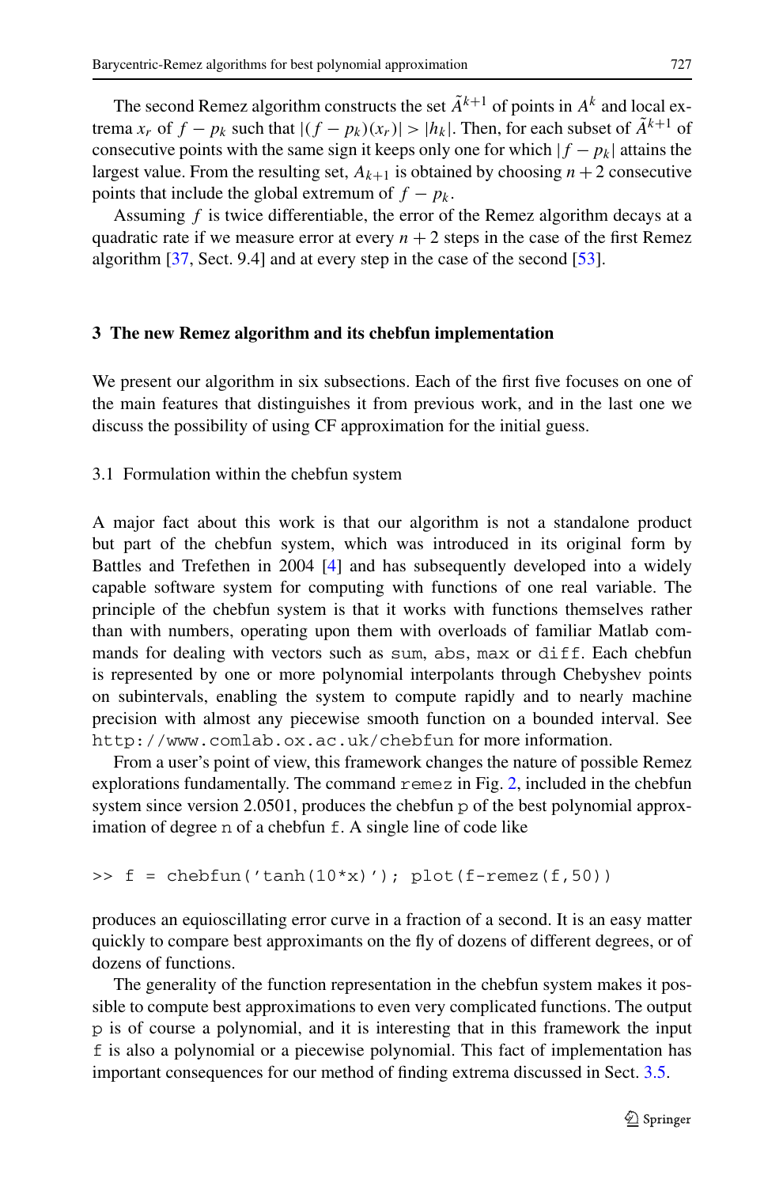The second Remez algorithm constructs the set $\tilde{A}^{k+1}$ of points in $A^k$ and local extrema $x_r$ of $f - p_k$ such that $|(f - p_k)(x_r)| > |h_k|$. Then, for each subset of $\tilde{A}^{k+1}$ of consecutive points with the same sign it keeps only one for which $|f - p_k|$ attains the largest value. From the resulting set, $A_{k+1}$ is obtained by choosing $n+2$ consecutive points that include the global extremum of $f - p_k$.

Assuming $f$ is twice differentiable, the error of the Remez algorithm decays at a quadratic rate if we measure error at every $n+2$ steps in the case of the first Remez algorithm [37, Sect. 9.4] and at every step in the case of the second [53].

## 3 The new Remez algorithm and its chebfun implementation

We present our algorithm in six subsections. Each of the first five focuses on one of the main features that distinguishes it from previous work, and in the last one we discuss the possibility of using CF approximation for the initial guess.

### 3.1 Formulation within the chebfun system

A major fact about this work is that our algorithm is not a standalone product but part of the chebfun system, which was introduced in its original form by Battles and Trefethen in 2004 [4] and has subsequently developed into a widely capable software system for computing with functions of one real variable. The principle of the chebfun system is that it works with functions themselves rather than with numbers, operating upon them with overloads of familiar Matlab commands for dealing with vectors such as `sum`, `abs`, `max` or `diff`. Each chebfun is represented by one or more polynomial interpolants through Chebyshev points on subintervals, enabling the system to compute rapidly and to nearly machine precision with almost any piecewise smooth function on a bounded interval. See `http://www.comlab.ox.ac.uk/chebfun` for more information.

From a user's point of view, this framework changes the nature of possible Remez explorations fundamentally. The command `remez` in Fig. 2, included in the chebfun system since version 2.0501, produces the chebfun `p` of the best polynomial approximation of degree `n` of a chebfun `f`. A single line of code like

```
>> f = chebfun('tanh(10*x)'); plot(f-remez(f,50))
```

produces an equioscillating error curve in a fraction of a second. It is an easy matter quickly to compare best approximants on the fly of dozens of different degrees, or of dozens of functions.

The generality of the function representation in the chebfun system makes it possible to compute best approximations to even very complicated functions. The output `p` is of course a polynomial, and it is interesting that in this framework the input `f` is also a polynomial or a piecewise polynomial. This fact of implementation has important consequences for our method of finding extrema discussed in Sect. 3.5.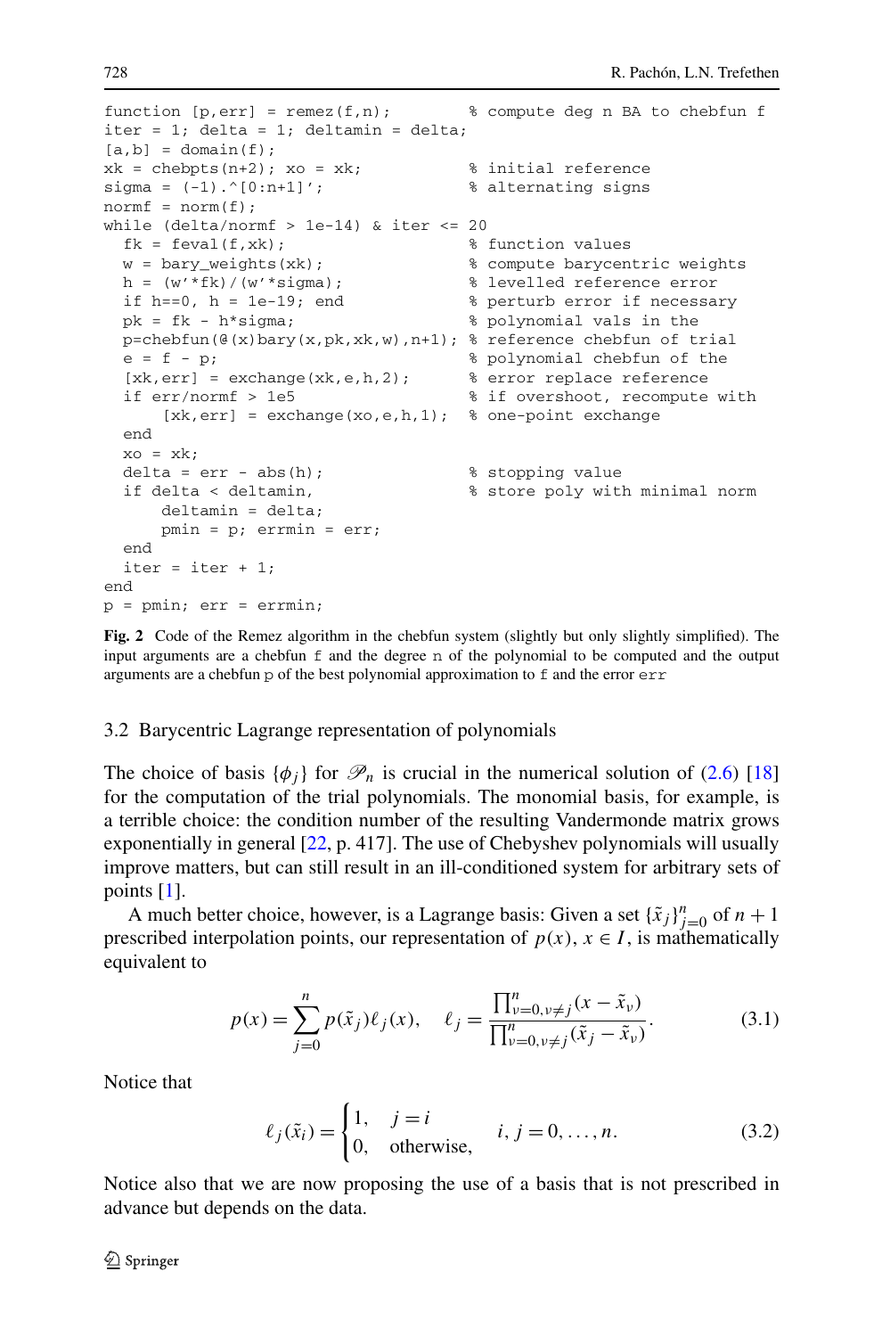```
function [p,err] = remez(f,n);          % compute deg n BA to chebfun f
iter = 1; delta = 1; deltamin = delta;
[a,b] = domain(f);
xk = chebpts(n+2); xo = xk;             % initial reference
sigma = (-1).^[0:n+1]';                 % alternating signs
normf = norm(f);
while (delta/normf > 1e-14) & iter <= 20
  fk = feval(f,xk);                     % function values
  w = bary_weights(xk);                 % compute barycentric weights
  h = (w'*fk)/(w'*sigma);               % levelled reference error
  if h==0, h = 1e-19; end               % perturb error if necessary
  pk = fk - h*sigma;                    % polynomial vals in the
  p=chebfun(@(x)bary(x,pk,xk,w),n+1);   % reference chebfun of trial
  e = f - p;                            % polynomial chebfun of the
  [xk,err] = exchange(xk,e,h,2);        % error replace reference
  if err/normf > 1e5                    % if overshoot, recompute with
      [xk,err] = exchange(xo,e,h,1);    % one-point exchange
  end
  xo = xk;
  delta = err - abs(h);                 % stopping value
  if delta < deltamin,                  % store poly with minimal norm
      deltamin = delta;
      pmin = p; errmin = err;
  end
  iter = iter + 1;
end
p = pmin; err = errmin;
```

**Fig. 2** Code of the Remez algorithm in the chebfun system (slightly but only slightly simplified). The input arguments are a chebfun `f` and the degree `n` of the polynomial to be computed and the output arguments are a chebfun `p` of the best polynomial approximation to `f` and the error `err`

### 3.2 Barycentric Lagrange representation of polynomials

The choice of basis $\{\phi_j\}$ for $\mathscr{P}_n$ is crucial in the numerical solution of (2.6) [18] for the computation of the trial polynomials. The monomial basis, for example, is a terrible choice: the condition number of the resulting Vandermonde matrix grows exponentially in general [22, p. 417]. The use of Chebyshev polynomials will usually improve matters, but can still result in an ill-conditioned system for arbitrary sets of points [1].

A much better choice, however, is a Lagrange basis: Given a set $\{\tilde{x}_j\}_{j=0}^n$ of $n+1$ prescribed interpolation points, our representation of $p(x)$, $x \in I$, is mathematically equivalent to

$$p(x) = \sum_{j=0}^{n} p(\tilde{x}_j)\ell_j(x), \quad \ell_j = \frac{\prod_{\nu=0,\nu\neq j}^{n}(x - \tilde{x}_\nu)}{\prod_{\nu=0,\nu\neq j}^{n}(\tilde{x}_j - \tilde{x}_\nu)}. \tag{3.1}$$

Notice that

$$\ell_j(\tilde{x}_i) = \begin{cases} 1, & j = i \\ 0, & \text{otherwise,} \end{cases} \quad i, j = 0, \ldots, n. \tag{3.2}$$

Notice also that we are now proposing the use of a basis that is not prescribed in advance but depends on the data.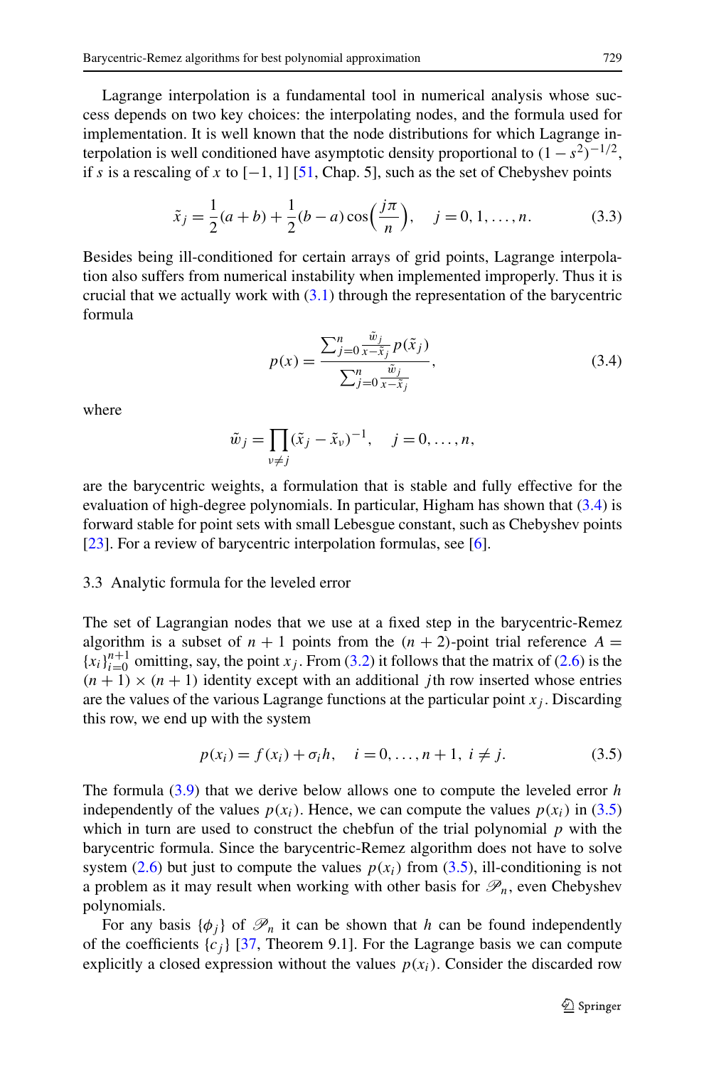Lagrange interpolation is a fundamental tool in numerical analysis whose success depends on two key choices: the interpolating nodes, and the formula used for implementation. It is well known that the node distributions for which Lagrange interpolation is well conditioned have asymptotic density proportional to $(1-s^2)^{-1/2}$, if $s$ is a rescaling of $x$ to $[-1, 1]$ [51, Chap. 5], such as the set of Chebyshev points

$$\tilde{x}_j = \frac{1}{2}(a+b) + \frac{1}{2}(b-a)\cos\left(\frac{j\pi}{n}\right), \quad j = 0, 1, \ldots, n. \tag{3.3}$$

Besides being ill-conditioned for certain arrays of grid points, Lagrange interpolation also suffers from numerical instability when implemented improperly. Thus it is crucial that we actually work with (3.1) through the representation of the barycentric formula

$$p(x) = \frac{\sum_{j=0}^{n} \frac{\tilde{w}_j}{x-\tilde{x}_j} p(\tilde{x}_j)}{\sum_{j=0}^{n} \frac{\tilde{w}_j}{x-\tilde{x}_j}}, \tag{3.4}$$

where

$$\tilde{w}_j = \prod_{\nu \neq j} (\tilde{x}_j - \tilde{x}_\nu)^{-1}, \quad j = 0, \ldots, n,$$

are the barycentric weights, a formulation that is stable and fully effective for the evaluation of high-degree polynomials. In particular, Higham has shown that (3.4) is forward stable for point sets with small Lebesgue constant, such as Chebyshev points [23]. For a review of barycentric interpolation formulas, see [6].

### 3.3 Analytic formula for the leveled error

The set of Lagrangian nodes that we use at a fixed step in the barycentric-Remez algorithm is a subset of $n+1$ points from the $(n+2)$-point trial reference $A = \{x_i\}_{i=0}^{n+1}$ omitting, say, the point $x_j$. From (3.2) it follows that the matrix of (2.6) is the $(n+1) \times (n+1)$ identity except with an additional $j$th row inserted whose entries are the values of the various Lagrange functions at the particular point $x_j$. Discarding this row, we end up with the system

$$p(x_i) = f(x_i) + \sigma_i h, \quad i = 0, \ldots, n+1, \ i \neq j. \tag{3.5}$$

The formula (3.9) that we derive below allows one to compute the leveled error $h$ independently of the values $p(x_i)$. Hence, we can compute the values $p(x_i)$ in (3.5) which in turn are used to construct the chebfun of the trial polynomial $p$ with the barycentric formula. Since the barycentric-Remez algorithm does not have to solve system (2.6) but just to compute the values $p(x_i)$ from (3.5), ill-conditioning is not a problem as it may result when working with other basis for $\mathscr{P}_n$, even Chebyshev polynomials.

For any basis $\{\phi_j\}$ of $\mathscr{P}_n$ it can be shown that $h$ can be found independently of the coefficients $\{c_j\}$ [37, Theorem 9.1]. For the Lagrange basis we can compute explicitly a closed expression without the values $p(x_i)$. Consider the discarded row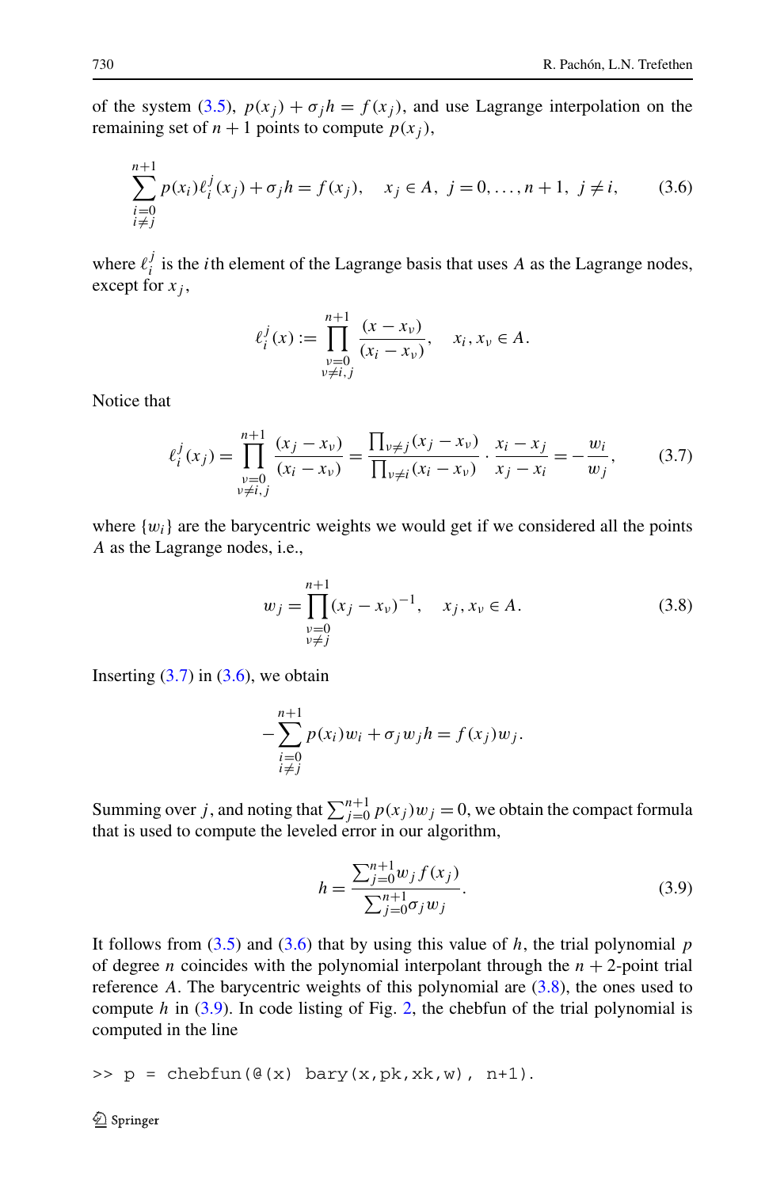of the system (3.5), $p(x_j) + \sigma_j h = f(x_j)$, and use Lagrange interpolation on the remaining set of $n+1$ points to compute $p(x_j)$,

$$\sum_{\substack{i=0 \\ i\neq j}}^{n+1} p(x_i)\ell_i^j(x_j) + \sigma_j h = f(x_j), \quad x_j \in A,\ j = 0,\dots,n+1,\ j \neq i, \tag{3.6}$$

where $\ell_i^j$ is the $i$th element of the Lagrange basis that uses $A$ as the Lagrange nodes, except for $x_j$,

$$\ell_i^j(x) := \prod_{\substack{\nu=0 \\ \nu\neq i,j}}^{n+1} \frac{(x - x_\nu)}{(x_i - x_\nu)}, \quad x_i, x_\nu \in A.$$

Notice that

$$\ell_i^j(x_j) = \prod_{\substack{\nu=0 \\ \nu\neq i,j}}^{n+1} \frac{(x_j - x_\nu)}{(x_i - x_\nu)} = \frac{\prod_{\nu\neq j}(x_j - x_\nu)}{\prod_{\nu\neq i}(x_i - x_\nu)} \cdot \frac{x_i - x_j}{x_j - x_i} = -\frac{w_i}{w_j}, \tag{3.7}$$

where $\{w_i\}$ are the barycentric weights we would get if we considered all the points $A$ as the Lagrange nodes, i.e.,

$$w_j = \prod_{\substack{\nu=0 \\ \nu\neq j}}^{n+1} (x_j - x_\nu)^{-1}, \quad x_j, x_\nu \in A. \tag{3.8}$$

Inserting (3.7) in (3.6), we obtain

$$-\sum_{\substack{i=0 \\ i\neq j}}^{n+1} p(x_i) w_i + \sigma_j w_j h = f(x_j) w_j.$$

Summing over $j$, and noting that $\sum_{j=0}^{n+1} p(x_j) w_j = 0$, we obtain the compact formula that is used to compute the leveled error in our algorithm,

$$h = \frac{\sum_{j=0}^{n+1} w_j f(x_j)}{\sum_{j=0}^{n+1} \sigma_j w_j}. \tag{3.9}$$

It follows from (3.5) and (3.6) that by using this value of $h$, the trial polynomial $p$ of degree $n$ coincides with the polynomial interpolant through the $n+2$-point trial reference $A$. The barycentric weights of this polynomial are (3.8), the ones used to compute $h$ in (3.9). In code listing of Fig. 2, the chebfun of the trial polynomial is computed in the line

```
>> p = chebfun(@(x) bary(x,pk,xk,w), n+1).
```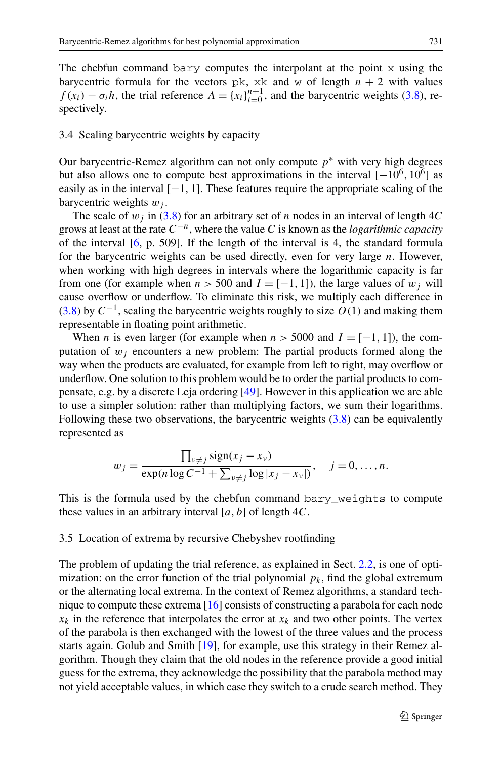The chebfun command `bary` computes the interpolant at the point `x` using the barycentric formula for the vectors `pk`, `xk` and `w` of length $n+2$ with values $f(x_i) - \sigma_i h$, the trial reference $A = \{x_i\}_{i=0}^{n+1}$, and the barycentric weights (3.8), respectively.

### 3.4 Scaling barycentric weights by capacity

Our barycentric-Remez algorithm can not only compute $p^*$ with very high degrees but also allows one to compute best approximations in the interval $[-10^6, 10^6]$ as easily as in the interval $[-1, 1]$. These features require the appropriate scaling of the barycentric weights $w_j$.

The scale of $w_j$ in (3.8) for an arbitrary set of $n$ nodes in an interval of length $4C$ grows at least at the rate $C^{-n}$, where the value $C$ is known as the *logarithmic capacity* of the interval [6, p. 509]. If the length of the interval is 4, the standard formula for the barycentric weights can be used directly, even for very large $n$. However, when working with high degrees in intervals where the logarithmic capacity is far from one (for example when $n > 500$ and $I = [-1, 1]$), the large values of $w_j$ will cause overflow or underflow. To eliminate this risk, we multiply each difference in (3.8) by $C^{-1}$, scaling the barycentric weights roughly to size $O(1)$ and making them representable in floating point arithmetic.

When $n$ is even larger (for example when $n > 5000$ and $I = [-1, 1]$), the computation of $w_j$ encounters a new problem: The partial products formed along the way when the products are evaluated, for example from left to right, may overflow or underflow. One solution to this problem would be to order the partial products to compensate, e.g. by a discrete Leja ordering [49]. However in this application we are able to use a simpler solution: rather than multiplying factors, we sum their logarithms. Following these two observations, the barycentric weights (3.8) can be equivalently represented as

$$w_j = \frac{\prod_{\nu \neq j} \operatorname{sign}(x_j - x_\nu)}{\exp(n \log C^{-1} + \sum_{\nu \neq j} \log |x_j - x_\nu|)}, \quad j = 0, \ldots, n.$$

This is the formula used by the chebfun command `bary_weights` to compute these values in an arbitrary interval $[a, b]$ of length $4C$.

### 3.5 Location of extrema by recursive Chebyshev rootfinding

The problem of updating the trial reference, as explained in Sect. 2.2, is one of optimization: on the error function of the trial polynomial $p_k$, find the global extremum or the alternating local extrema. In the context of Remez algorithms, a standard technique to compute these extrema [16] consists of constructing a parabola for each node $x_k$ in the reference that interpolates the error at $x_k$ and two other points. The vertex of the parabola is then exchanged with the lowest of the three values and the process starts again. Golub and Smith [19], for example, use this strategy in their Remez algorithm. Though they claim that the old nodes in the reference provide a good initial guess for the extrema, they acknowledge the possibility that the parabola method may not yield acceptable values, in which case they switch to a crude search method. They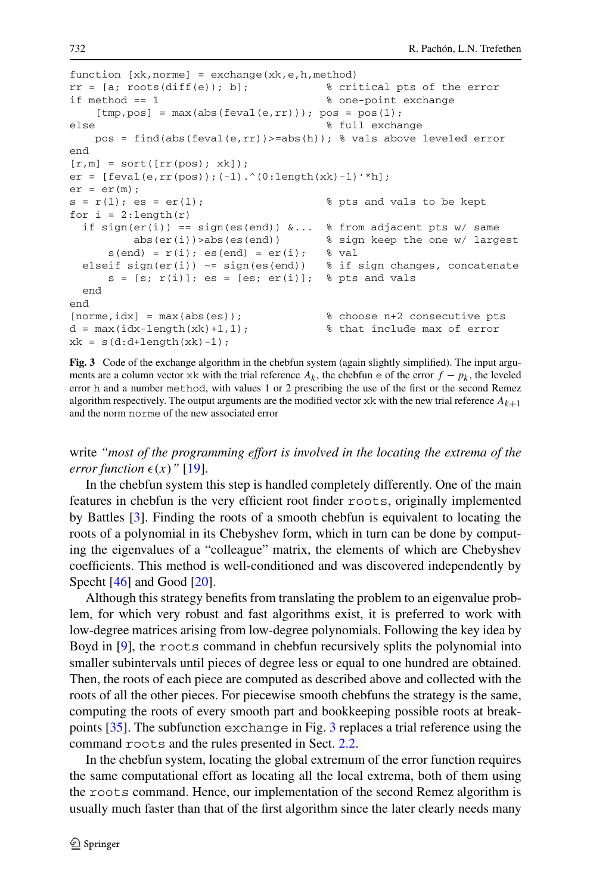```
function [xk,norme] = exchange(xk,e,h,method)
rr = [a; roots(diff(e)); b];             % critical pts of the error
if method == 1                           % one-point exchange
    [tmp,pos] = max(abs(feval(e,rr))); pos = pos(1);
else                                     % full exchange
    pos = find(abs(feval(e,rr))>=abs(h)); % vals above leveled error
end
[r,m] = sort([rr(pos); xk]);
er = [feval(e,rr(pos));(-1).^(0:length(xk)-1)'*h];
er = er(m);
s = r(1); es = er(1);                    % pts and vals to be kept
for i = 2:length(r)
  if sign(er(i)) == sign(es(end)) &...   % from adjacent pts w/ same
          abs(er(i))>abs(es(end))        % sign keep the one w/ largest
      s(end) = r(i); es(end) = er(i);    % val
  elseif sign(er(i)) ~= sign(es(end))    % if sign changes, concatenate
      s = [s; r(i)]; es = [es; er(i)];   % pts and vals
  end
end
[norme,idx] = max(abs(es));              % choose n+2 consecutive pts
d = max(idx-length(xk)+1,1);             % that include max of error
xk = s(d:d+length(xk)-1);
```

**Fig. 3** Code of the exchange algorithm in the chebfun system (again slightly simplified). The input arguments are a column vector xk with the trial reference $A_k$, the chebfun e of the error $f - p_k$, the leveled error h and a number method, with values 1 or 2 prescribing the use of the first or the second Remez algorithm respectively. The output arguments are the modified vector xk with the new trial reference $A_{k+1}$ and the norm norme of the new associated error

write *"most of the programming effort is involved in the locating the extrema of the error function* $\epsilon(x)$*"* [19].

In the chebfun system this step is handled completely differently. One of the main features in chebfun is the very efficient root finder roots, originally implemented by Battles [3]. Finding the roots of a smooth chebfun is equivalent to locating the roots of a polynomial in its Chebyshev form, which in turn can be done by computing the eigenvalues of a "colleague" matrix, the elements of which are Chebyshev coefficients. This method is well-conditioned and was discovered independently by Specht [46] and Good [20].

Although this strategy benefits from translating the problem to an eigenvalue problem, for which very robust and fast algorithms exist, it is preferred to work with low-degree matrices arising from low-degree polynomials. Following the key idea by Boyd in [9], the roots command in chebfun recursively splits the polynomial into smaller subintervals until pieces of degree less or equal to one hundred are obtained. Then, the roots of each piece are computed as described above and collected with the roots of all the other pieces. For piecewise smooth chebfuns the strategy is the same, computing the roots of every smooth part and bookkeeping possible roots at breakpoints [35]. The subfunction exchange in Fig. 3 replaces a trial reference using the command roots and the rules presented in Sect. 2.2.

In the chebfun system, locating the global extremum of the error function requires the same computational effort as locating all the local extrema, both of them using the roots command. Hence, our implementation of the second Remez algorithm is usually much faster than that of the first algorithm since the later clearly needs many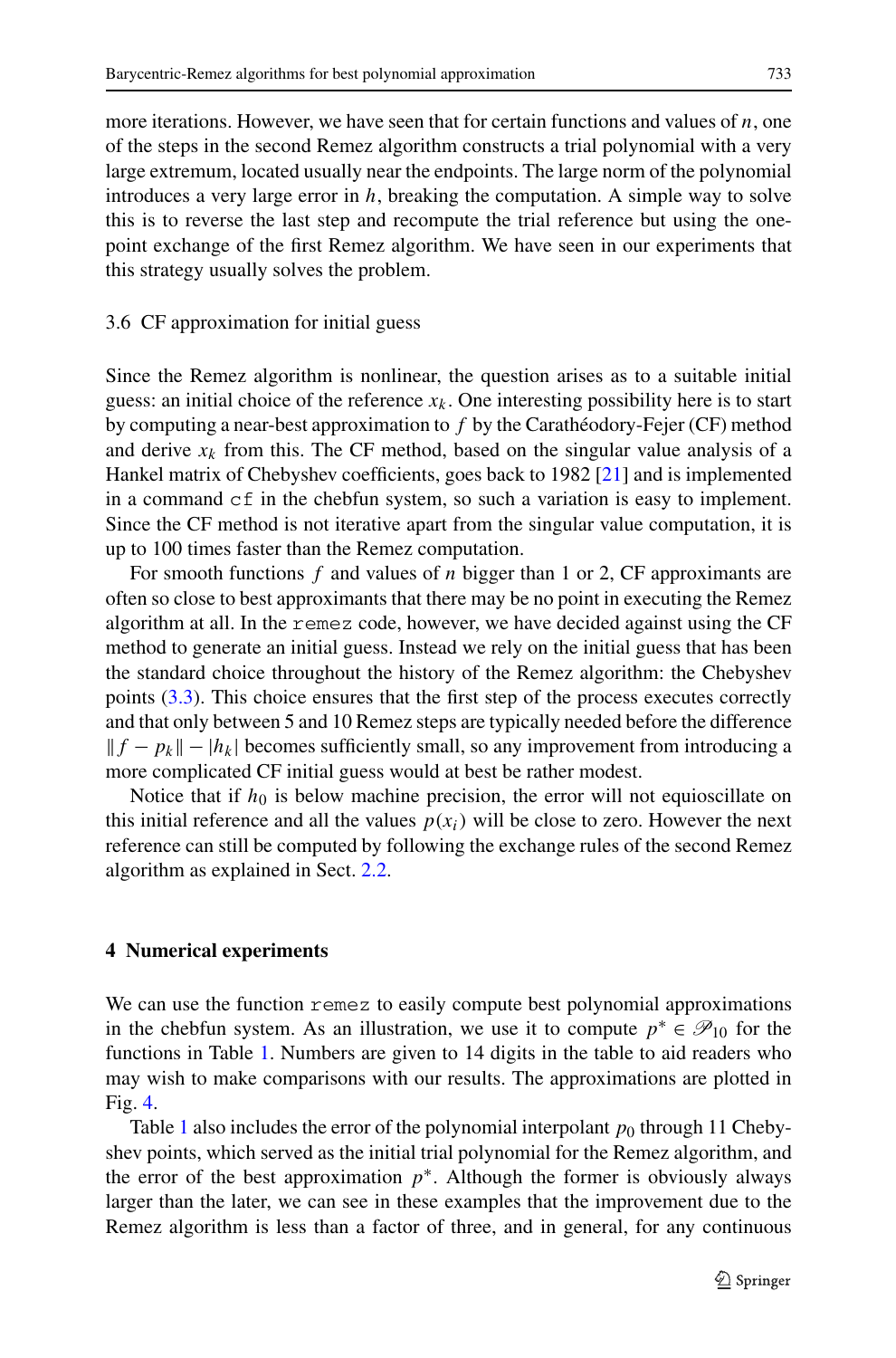more iterations. However, we have seen that for certain functions and values of $n$, one of the steps in the second Remez algorithm constructs a trial polynomial with a very large extremum, located usually near the endpoints. The large norm of the polynomial introduces a very large error in $h$, breaking the computation. A simple way to solve this is to reverse the last step and recompute the trial reference but using the one-point exchange of the first Remez algorithm. We have seen in our experiments that this strategy usually solves the problem.

### 3.6 CF approximation for initial guess

Since the Remez algorithm is nonlinear, the question arises as to a suitable initial guess: an initial choice of the reference $x_k$. One interesting possibility here is to start by computing a near-best approximation to $f$ by the Carathéodory-Fejer (CF) method and derive $x_k$ from this. The CF method, based on the singular value analysis of a Hankel matrix of Chebyshev coefficients, goes back to 1982 [21] and is implemented in a command `cf` in the chebfun system, so such a variation is easy to implement. Since the CF method is not iterative apart from the singular value computation, it is up to 100 times faster than the Remez computation.

For smooth functions $f$ and values of $n$ bigger than 1 or 2, CF approximants are often so close to best approximants that there may be no point in executing the Remez algorithm at all. In the `remez` code, however, we have decided against using the CF method to generate an initial guess. Instead we rely on the initial guess that has been the standard choice throughout the history of the Remez algorithm: the Chebyshev points (3.3). This choice ensures that the first step of the process executes correctly and that only between 5 and 10 Remez steps are typically needed before the difference $\|f - p_k\| - |h_k|$ becomes sufficiently small, so any improvement from introducing a more complicated CF initial guess would at best be rather modest.

Notice that if $h_0$ is below machine precision, the error will not equioscillate on this initial reference and all the values $p(x_i)$ will be close to zero. However the next reference can still be computed by following the exchange rules of the second Remez algorithm as explained in Sect. 2.2.

## 4 Numerical experiments

We can use the function `remez` to easily compute best polynomial approximations in the chebfun system. As an illustration, we use it to compute $p^* \in \mathscr{P}_{10}$ for the functions in Table 1. Numbers are given to 14 digits in the table to aid readers who may wish to make comparisons with our results. The approximations are plotted in Fig. 4.

Table 1 also includes the error of the polynomial interpolant $p_0$ through 11 Chebyshev points, which served as the initial trial polynomial for the Remez algorithm, and the error of the best approximation $p^*$. Although the former is obviously always larger than the later, we can see in these examples that the improvement due to the Remez algorithm is less than a factor of three, and in general, for any continuous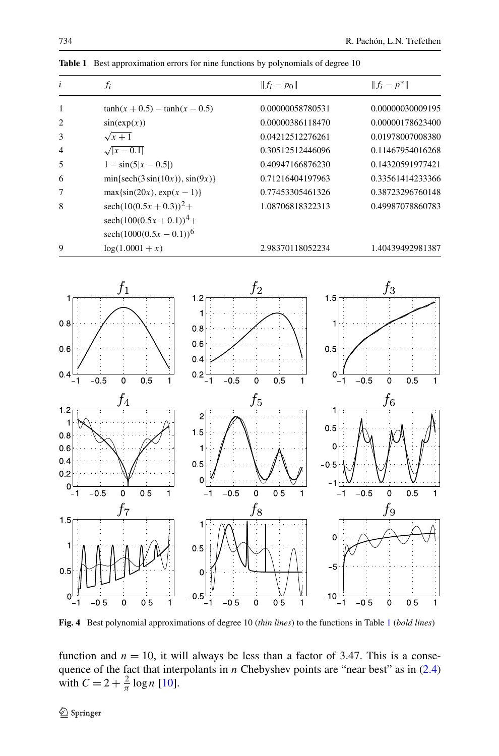**Table 1** Best approximation errors for nine functions by polynomials of degree 10

| $i$ | $f_i$ | $\|f_i - p_0\|$ | $\|f_i - p^*\|$ |
|---|---|---|---|
| 1 | $\tanh(x+0.5) - \tanh(x-0.5)$ | 0.00000058780531 | 0.00000030009195 |
| 2 | $\sin(\exp(x))$ | 0.00000386118470 | 0.00000178623400 |
| 3 | $\sqrt{x+1}$ | 0.04212512276261 | 0.01978007008380 |
| 4 | $\sqrt{\lvert x-0.1\rvert}$ | 0.30512512446096 | 0.11467954016268 |
| 5 | $1 - \sin(5\lvert x-0.5\rvert)$ | 0.40947166876230 | 0.14320591977421 |
| 6 | $\min\{\operatorname{sech}(3\sin(10x)), \sin(9x)\}$ | 0.71216404197963 | 0.33561414233366 |
| 7 | $\max\{\sin(20x), \exp(x-1)\}$ | 0.77453305461326 | 0.38723296760148 |
| 8 | $\operatorname{sech}(10(0.5x+0.3))^2 +$ $\operatorname{sech}(100(0.5x+0.1))^4 +$ $\operatorname{sech}(1000(0.5x-0.1))^6$ | 1.08706818322313 | 0.49987078860783 |
| 9 | $\log(1.0001 + x)$ | 2.98370118052234 | 1.40439492981387 |

$f_1$ $f_2$ $f_3$ $f_4$ $f_5$ $f_6$ $f_7$ $f_8$ $f_9$

**Fig. 4** Best polynomial approximations of degree 10 (*thin lines*) to the functions in Table 1 (*bold lines*)

function and $n = 10$, it will always be less than a factor of 3.47. This is a consequence of the fact that interpolants in $n$ Chebyshev points are "near best" as in (2.4) with $C = 2 + \frac{2}{\pi}\log n$ [10].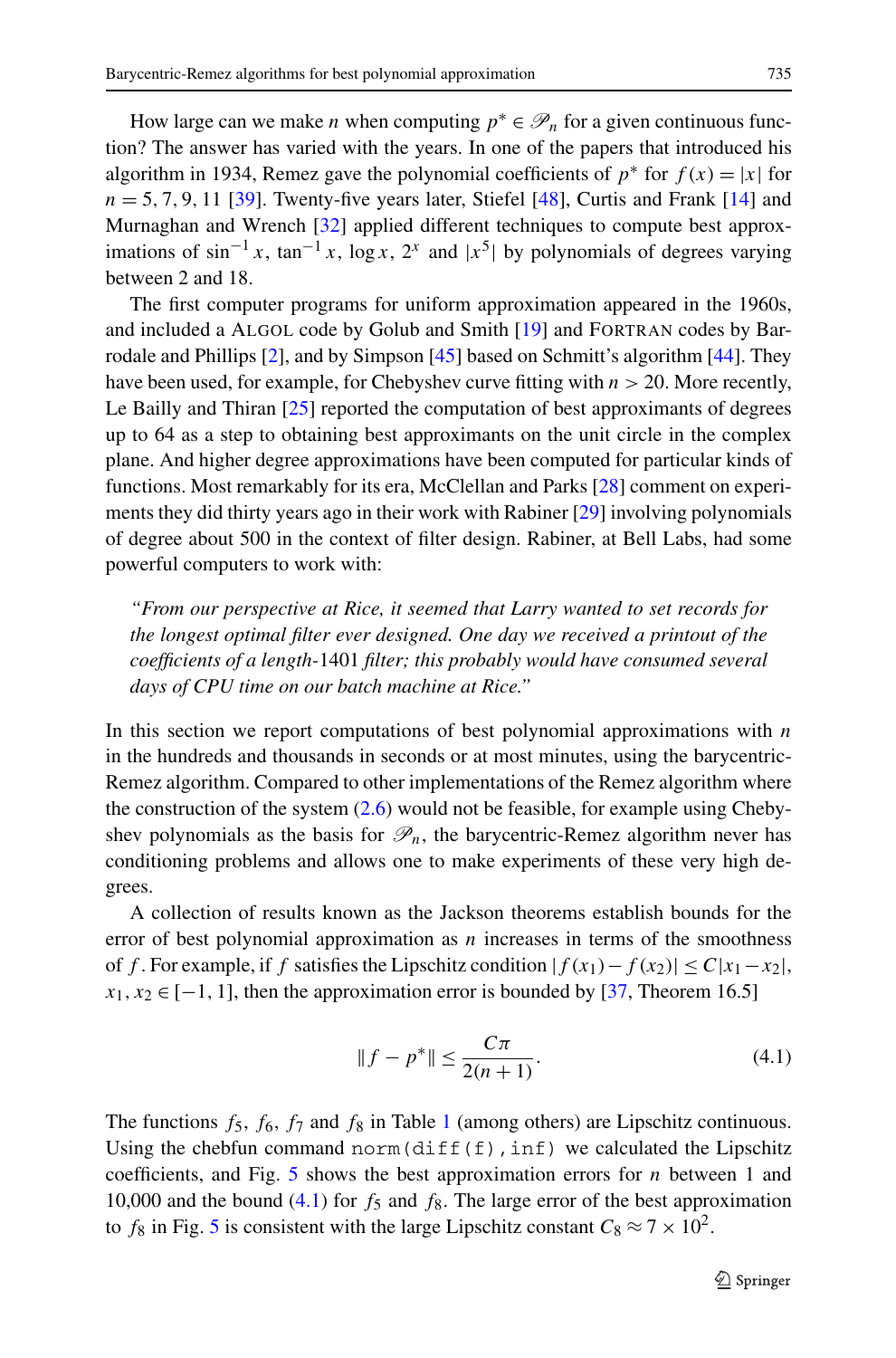How large can we make $n$ when computing $p^* \in \mathcal{P}_n$ for a given continuous function? The answer has varied with the years. In one of the papers that introduced his algorithm in 1934, Remez gave the polynomial coefficients of $p^*$ for $f(x) = |x|$ for $n = 5, 7, 9, 11$ [39]. Twenty-five years later, Stiefel [48], Curtis and Frank [14] and Murnaghan and Wrench [32] applied different techniques to compute best approximations of $\sin^{-1} x$, $\tan^{-1} x$, $\log x$, $2^x$ and $|x^5|$ by polynomials of degrees varying between 2 and 18.

The first computer programs for uniform approximation appeared in the 1960s, and included a ALGOL code by Golub and Smith [19] and FORTRAN codes by Barrodale and Phillips [2], and by Simpson [45] based on Schmitt's algorithm [44]. They have been used, for example, for Chebyshev curve fitting with $n > 20$. More recently, Le Bailly and Thiran [25] reported the computation of best approximants of degrees up to 64 as a step to obtaining best approximants on the unit circle in the complex plane. And higher degree approximations have been computed for particular kinds of functions. Most remarkably for its era, McClellan and Parks [28] comment on experiments they did thirty years ago in their work with Rabiner [29] involving polynomials of degree about 500 in the context of filter design. Rabiner, at Bell Labs, had some powerful computers to work with:

> *"From our perspective at Rice, it seemed that Larry wanted to set records for the longest optimal filter ever designed. One day we received a printout of the coefficients of a length-*1401 *filter; this probably would have consumed several days of CPU time on our batch machine at Rice."*

In this section we report computations of best polynomial approximations with $n$ in the hundreds and thousands in seconds or at most minutes, using the barycentric-Remez algorithm. Compared to other implementations of the Remez algorithm where the construction of the system (2.6) would not be feasible, for example using Chebyshev polynomials as the basis for $\mathcal{P}_n$, the barycentric-Remez algorithm never has conditioning problems and allows one to make experiments of these very high degrees.

A collection of results known as the Jackson theorems establish bounds for the error of best polynomial approximation as $n$ increases in terms of the smoothness of $f$. For example, if $f$ satisfies the Lipschitz condition $|f(x_1) - f(x_2)| \le C|x_1 - x_2|$, $x_1, x_2 \in [-1, 1]$, then the approximation error is bounded by [37, Theorem 16.5]

$$\|f - p^*\| \le \frac{C\pi}{2(n+1)}. \tag{4.1}$$

The functions $f_5$, $f_6$, $f_7$ and $f_8$ in Table 1 (among others) are Lipschitz continuous. Using the chebfun command `norm(diff(f),inf)` we calculated the Lipschitz coefficients, and Fig. 5 shows the best approximation errors for $n$ between 1 and 10,000 and the bound (4.1) for $f_5$ and $f_8$. The large error of the best approximation to $f_8$ in Fig. 5 is consistent with the large Lipschitz constant $C_8 \approx 7 \times 10^2$.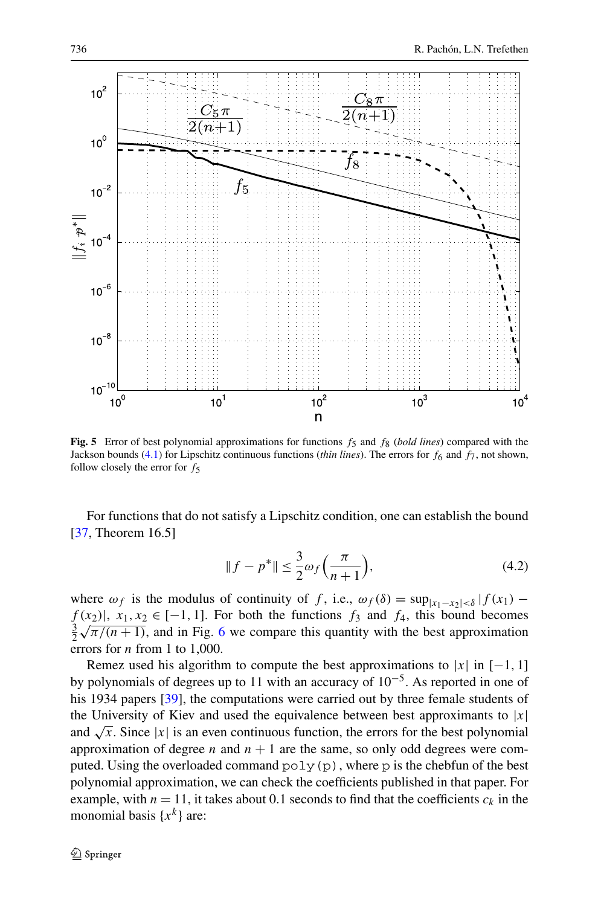$10^{2}$
$10^{0}$
$10^{-2}$
$10^{-4}$
$10^{-6}$
$10^{-8}$
$10^{-10}$
$10^{0}$
$10^{1}$
$10^{2}$
$10^{3}$
$10^{4}$
n
$\|f_i\ p^*\|$
$\frac{C_5 \pi}{2(n+1)}$
$\frac{C_8 \pi}{2(n+1)}$
$f_8$
$f_5$

**Fig. 5** Error of best polynomial approximations for functions $f_5$ and $f_8$ (*bold lines*) compared with the Jackson bounds (4.1) for Lipschitz continuous functions (*thin lines*). The errors for $f_6$ and $f_7$, not shown, follow closely the error for $f_5$

For functions that do not satisfy a Lipschitz condition, one can establish the bound [37, Theorem 16.5]

$$\|f - p^*\| \leq \frac{3}{2}\omega_f\left(\frac{\pi}{n+1}\right), \tag{4.2}$$

where $\omega_f$ is the modulus of continuity of $f$, i.e., $\omega_f(\delta) = \sup_{|x_1 - x_2| < \delta} |f(x_1) - f(x_2)|$, $x_1, x_2 \in [-1, 1]$. For both the functions $f_3$ and $f_4$, this bound becomes $\frac{3}{2}\sqrt{\pi/(n+1)}$, and in Fig. 6 we compare this quantity with the best approximation errors for $n$ from 1 to 1,000.

Remez used his algorithm to compute the best approximations to $|x|$ in $[-1, 1]$ by polynomials of degrees up to 11 with an accuracy of $10^{-5}$. As reported in one of his 1934 papers [39], the computations were carried out by three female students of the University of Kiev and used the equivalence between best approximants to $|x|$ and $\sqrt{x}$. Since $|x|$ is an even continuous function, the errors for the best polynomial approximation of degree $n$ and $n+1$ are the same, so only odd degrees were computed. Using the overloaded command `poly(p)`, where `p` is the chebfun of the best polynomial approximation, we can check the coefficients published in that paper. For example, with $n = 11$, it takes about 0.1 seconds to find that the coefficients $c_k$ in the monomial basis $\{x^k\}$ are: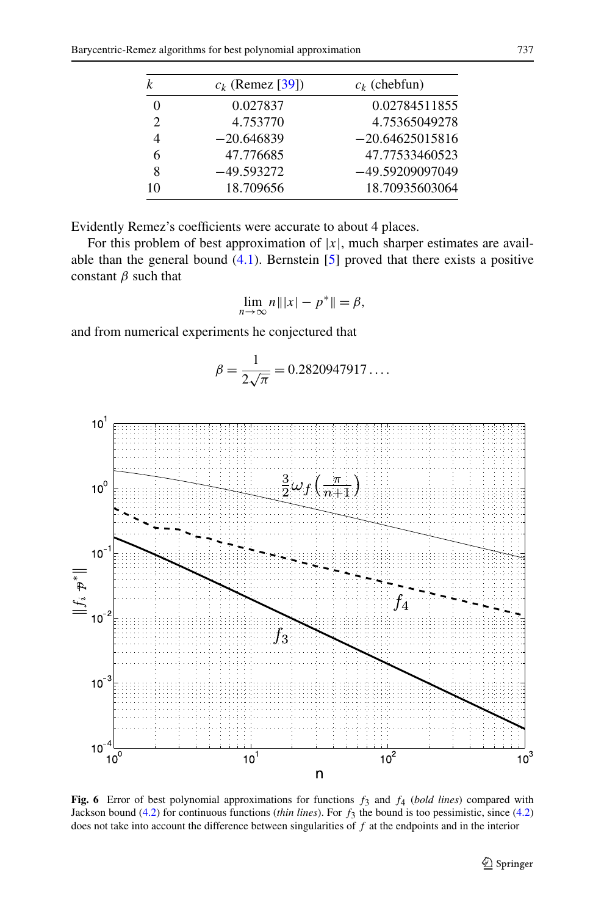| $k$ | $c_k$ (Remez [39]) | $c_k$ (chebfun) |
|---|---|---|
| 0 | 0.027837 | 0.02784511855 |
| 2 | 4.753770 | 4.75365049278 |
| 4 | −20.646839 | −20.64625015816 |
| 6 | 47.776685 | 47.77533460523 |
| 8 | −49.593272 | −49.59209097049 |
| 10 | 18.709656 | 18.70935603064 |

Evidently Remez's coefficients were accurate to about 4 places.

For this problem of best approximation of $|x|$, much sharper estimates are available than the general bound (4.1). Bernstein [5] proved that there exists a positive constant $\beta$ such that

$$\lim_{n\to\infty} n\||x| - p^*\| = \beta,$$

and from numerical experiments he conjectured that

$$\beta = \frac{1}{2\sqrt{\pi}} = 0.2820947917\ldots.$$

$\frac{3}{2}\omega_f\left(\frac{\pi}{n+1}\right)$

$f_4$

$f_3$

$\|f_i\ p^*\|$

n

$10^1$ $10^0$ $10^{-1}$ $10^{-2}$ $10^{-3}$ $10^{-4}$

$10^0$ $10^1$ $10^2$ $10^3$

**Fig. 6** Error of best polynomial approximations for functions $f_3$ and $f_4$ (*bold lines*) compared with Jackson bound (4.2) for continuous functions (*thin lines*). For $f_3$ the bound is too pessimistic, since (4.2) does not take into account the difference between singularities of $f$ at the endpoints and in the interior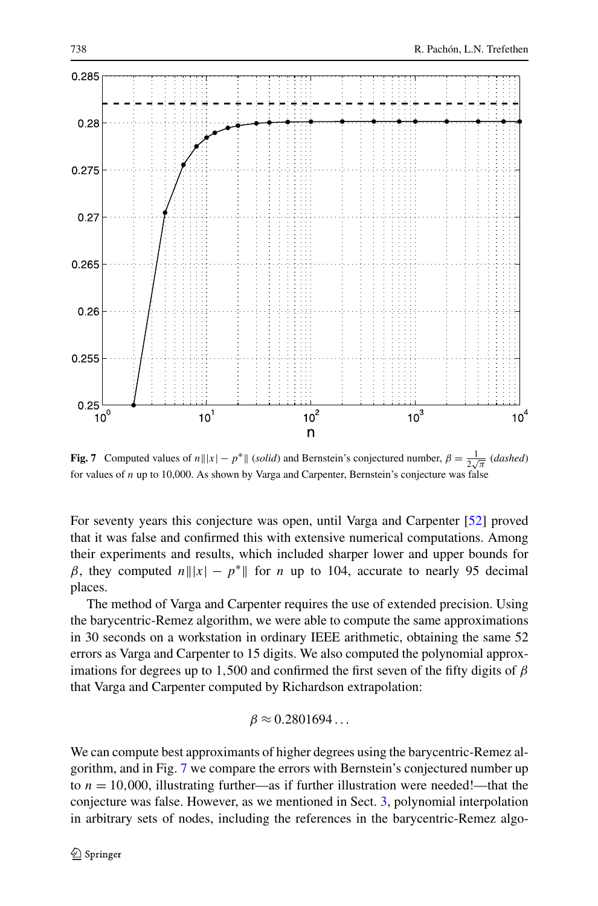0.285
0.28
0.275
0.27
0.265
0.26
0.255
0.25

$10^0$ $10^1$ $10^2$ $10^3$ $10^4$

n

**Fig. 7** Computed values of $n\||x| - p^*\|$ (*solid*) and Bernstein's conjectured number, $\beta = \frac{1}{2\sqrt{\pi}}$ (*dashed*) for values of $n$ up to 10,000. As shown by Varga and Carpenter, Bernstein's conjecture was false

For seventy years this conjecture was open, until Varga and Carpenter [52] proved that it was false and confirmed this with extensive numerical computations. Among their experiments and results, which included sharper lower and upper bounds for $\beta$, they computed $n\||x| - p^*\|$ for $n$ up to 104, accurate to nearly 95 decimal places.

The method of Varga and Carpenter requires the use of extended precision. Using the barycentric-Remez algorithm, we were able to compute the same approximations in 30 seconds on a workstation in ordinary IEEE arithmetic, obtaining the same 52 errors as Varga and Carpenter to 15 digits. We also computed the polynomial approximations for degrees up to 1,500 and confirmed the first seven of the fifty digits of $\beta$ that Varga and Carpenter computed by Richardson extrapolation:

$$\beta \approx 0.2801694\ldots$$

We can compute best approximants of higher degrees using the barycentric-Remez algorithm, and in Fig. 7 we compare the errors with Bernstein's conjectured number up to $n = 10{,}000$, illustrating further—as if further illustration were needed!—that the conjecture was false. However, as we mentioned in Sect. 3, polynomial interpolation in arbitrary sets of nodes, including the references in the barycentric-Remez algo-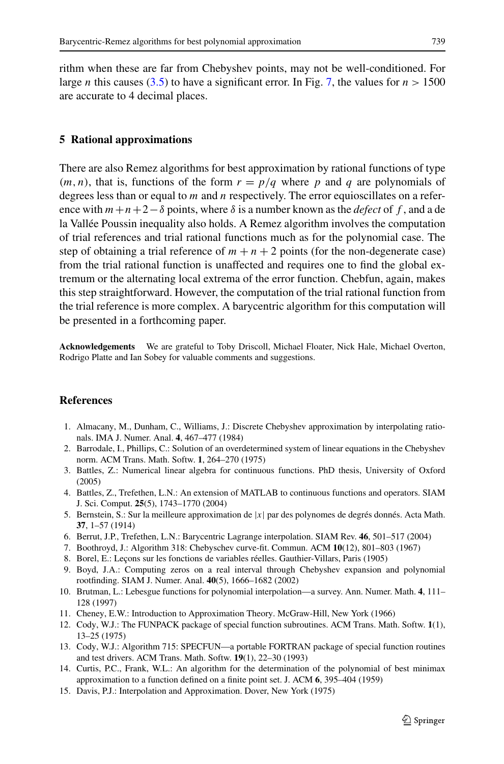rithm when these are far from Chebyshev points, may not be well-conditioned. For large $n$ this causes (3.5) to have a significant error. In Fig. 7, the values for $n > 1500$ are accurate to 4 decimal places.

## 5 Rational approximations

There are also Remez algorithms for best approximation by rational functions of type $(m,n)$, that is, functions of the form $r = p/q$ where $p$ and $q$ are polynomials of degrees less than or equal to $m$ and $n$ respectively. The error equioscillates on a reference with $m+n+2-\delta$ points, where $\delta$ is a number known as the *defect* of $f$, and a de la Vallée Poussin inequality also holds. A Remez algorithm involves the computation of trial references and trial rational functions much as for the polynomial case. The step of obtaining a trial reference of $m+n+2$ points (for the non-degenerate case) from the trial rational function is unaffected and requires one to find the global extremum or the alternating local extrema of the error function. Chebfun, again, makes this step straightforward. However, the computation of the trial rational function from the trial reference is more complex. A barycentric algorithm for this computation will be presented in a forthcoming paper.

**Acknowledgements** We are grateful to Toby Driscoll, Michael Floater, Nick Hale, Michael Overton, Rodrigo Platte and Ian Sobey for valuable comments and suggestions.

## References

1. Almacany, M., Dunham, C., Williams, J.: Discrete Chebyshev approximation by interpolating rationals. IMA J. Numer. Anal. **4**, 467–477 (1984)
2. Barrodale, I., Phillips, C.: Solution of an overdetermined system of linear equations in the Chebyshev norm. ACM Trans. Math. Softw. **1**, 264–270 (1975)
3. Battles, Z.: Numerical linear algebra for continuous functions. PhD thesis, University of Oxford (2005)
4. Battles, Z., Trefethen, L.N.: An extension of MATLAB to continuous functions and operators. SIAM J. Sci. Comput. **25**(5), 1743–1770 (2004)
5. Bernstein, S.: Sur la meilleure approximation de $|x|$ par des polynomes de degrés donnés. Acta Math. **37**, 1–57 (1914)
6. Berrut, J.P., Trefethen, L.N.: Barycentric Lagrange interpolation. SIAM Rev. **46**, 501–517 (2004)
7. Boothroyd, J.: Algorithm 318: Chebyschev curve-fit. Commun. ACM **10**(12), 801–803 (1967)
8. Borel, E.: Leçons sur les fonctions de variables réelles. Gauthier-Villars, Paris (1905)
9. Boyd, J.A.: Computing zeros on a real interval through Chebyshev expansion and polynomial rootfinding. SIAM J. Numer. Anal. **40**(5), 1666–1682 (2002)
10. Brutman, L.: Lebesgue functions for polynomial interpolation—a survey. Ann. Numer. Math. **4**, 111–128 (1997)
11. Cheney, E.W.: Introduction to Approximation Theory. McGraw-Hill, New York (1966)
12. Cody, W.J.: The FUNPACK package of special function subroutines. ACM Trans. Math. Softw. **1**(1), 13–25 (1975)
13. Cody, W.J.: Algorithm 715: SPECFUN—a portable FORTRAN package of special function routines and test drivers. ACM Trans. Math. Softw. **19**(1), 22–30 (1993)
14. Curtis, P.C., Frank, W.L.: An algorithm for the determination of the polynomial of best minimax approximation to a function defined on a finite point set. J. ACM **6**, 395–404 (1959)
15. Davis, P.J.: Interpolation and Approximation. Dover, New York (1975)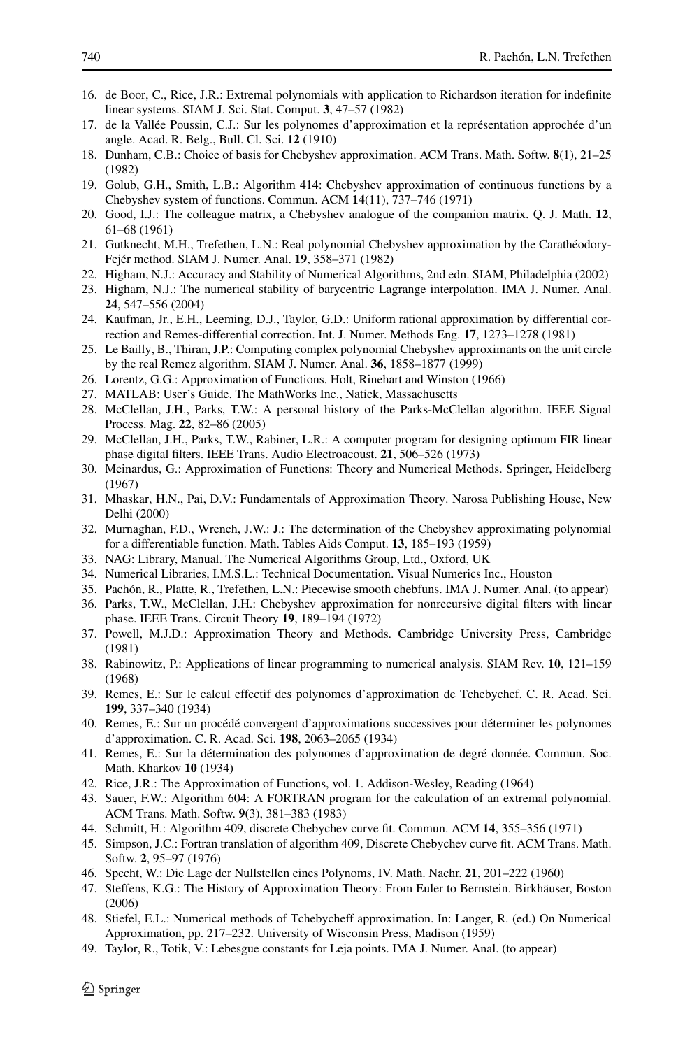16. de Boor, C., Rice, J.R.: Extremal polynomials with application to Richardson iteration for indefinite linear systems. SIAM J. Sci. Stat. Comput. **3**, 47–57 (1982)
17. de la Vallée Poussin, C.J.: Sur les polynomes d'approximation et la représentation approchée d'un angle. Acad. R. Belg., Bull. Cl. Sci. **12** (1910)
18. Dunham, C.B.: Choice of basis for Chebyshev approximation. ACM Trans. Math. Softw. **8**(1), 21–25 (1982)
19. Golub, G.H., Smith, L.B.: Algorithm 414: Chebyshev approximation of continuous functions by a Chebyshev system of functions. Commun. ACM **14**(11), 737–746 (1971)
20. Good, I.J.: The colleague matrix, a Chebyshev analogue of the companion matrix. Q. J. Math. **12**, 61–68 (1961)
21. Gutknecht, M.H., Trefethen, L.N.: Real polynomial Chebyshev approximation by the Carathéodory-Fejér method. SIAM J. Numer. Anal. **19**, 358–371 (1982)
22. Higham, N.J.: Accuracy and Stability of Numerical Algorithms, 2nd edn. SIAM, Philadelphia (2002)
23. Higham, N.J.: The numerical stability of barycentric Lagrange interpolation. IMA J. Numer. Anal. **24**, 547–556 (2004)
24. Kaufman, Jr., E.H., Leeming, D.J., Taylor, G.D.: Uniform rational approximation by differential correction and Remes-differential correction. Int. J. Numer. Methods Eng. **17**, 1273–1278 (1981)
25. Le Bailly, B., Thiran, J.P.: Computing complex polynomial Chebyshev approximants on the unit circle by the real Remez algorithm. SIAM J. Numer. Anal. **36**, 1858–1877 (1999)
26. Lorentz, G.G.: Approximation of Functions. Holt, Rinehart and Winston (1966)
27. MATLAB: User's Guide. The MathWorks Inc., Natick, Massachusetts
28. McClellan, J.H., Parks, T.W.: A personal history of the Parks-McClellan algorithm. IEEE Signal Process. Mag. **22**, 82–86 (2005)
29. McClellan, J.H., Parks, T.W., Rabiner, L.R.: A computer program for designing optimum FIR linear phase digital filters. IEEE Trans. Audio Electroacoust. **21**, 506–526 (1973)
30. Meinardus, G.: Approximation of Functions: Theory and Numerical Methods. Springer, Heidelberg (1967)
31. Mhaskar, H.N., Pai, D.V.: Fundamentals of Approximation Theory. Narosa Publishing House, New Delhi (2000)
32. Murnaghan, F.D., Wrench, J.W.: J.: The determination of the Chebyshev approximating polynomial for a differentiable function. Math. Tables Aids Comput. **13**, 185–193 (1959)
33. NAG: Library, Manual. The Numerical Algorithms Group, Ltd., Oxford, UK
34. Numerical Libraries, I.M.S.L.: Technical Documentation. Visual Numerics Inc., Houston
35. Pachón, R., Platte, R., Trefethen, L.N.: Piecewise smooth chebfuns. IMA J. Numer. Anal. (to appear)
36. Parks, T.W., McClellan, J.H.: Chebyshev approximation for nonrecursive digital filters with linear phase. IEEE Trans. Circuit Theory **19**, 189–194 (1972)
37. Powell, M.J.D.: Approximation Theory and Methods. Cambridge University Press, Cambridge (1981)
38. Rabinowitz, P.: Applications of linear programming to numerical analysis. SIAM Rev. **10**, 121–159 (1968)
39. Remes, E.: Sur le calcul effectif des polynomes d'approximation de Tchebychef. C. R. Acad. Sci. **199**, 337–340 (1934)
40. Remes, E.: Sur un procédé convergent d'approximations successives pour déterminer les polynomes d'approximation. C. R. Acad. Sci. **198**, 2063–2065 (1934)
41. Remes, E.: Sur la détermination des polynomes d'approximation de degré donnée. Commun. Soc. Math. Kharkov **10** (1934)
42. Rice, J.R.: The Approximation of Functions, vol. 1. Addison-Wesley, Reading (1964)
43. Sauer, F.W.: Algorithm 604: A FORTRAN program for the calculation of an extremal polynomial. ACM Trans. Math. Softw. **9**(3), 381–383 (1983)
44. Schmitt, H.: Algorithm 409, discrete Chebychev curve fit. Commun. ACM **14**, 355–356 (1971)
45. Simpson, J.C.: Fortran translation of algorithm 409, Discrete Chebychev curve fit. ACM Trans. Math. Softw. **2**, 95–97 (1976)
46. Specht, W.: Die Lage der Nullstellen eines Polynoms, IV. Math. Nachr. **21**, 201–222 (1960)
47. Steffens, K.G.: The History of Approximation Theory: From Euler to Bernstein. Birkhäuser, Boston (2006)
48. Stiefel, E.L.: Numerical methods of Tchebycheff approximation. In: Langer, R. (ed.) On Numerical Approximation, pp. 217–232. University of Wisconsin Press, Madison (1959)
49. Taylor, R., Totik, V.: Lebesgue constants for Leja points. IMA J. Numer. Anal. (to appear)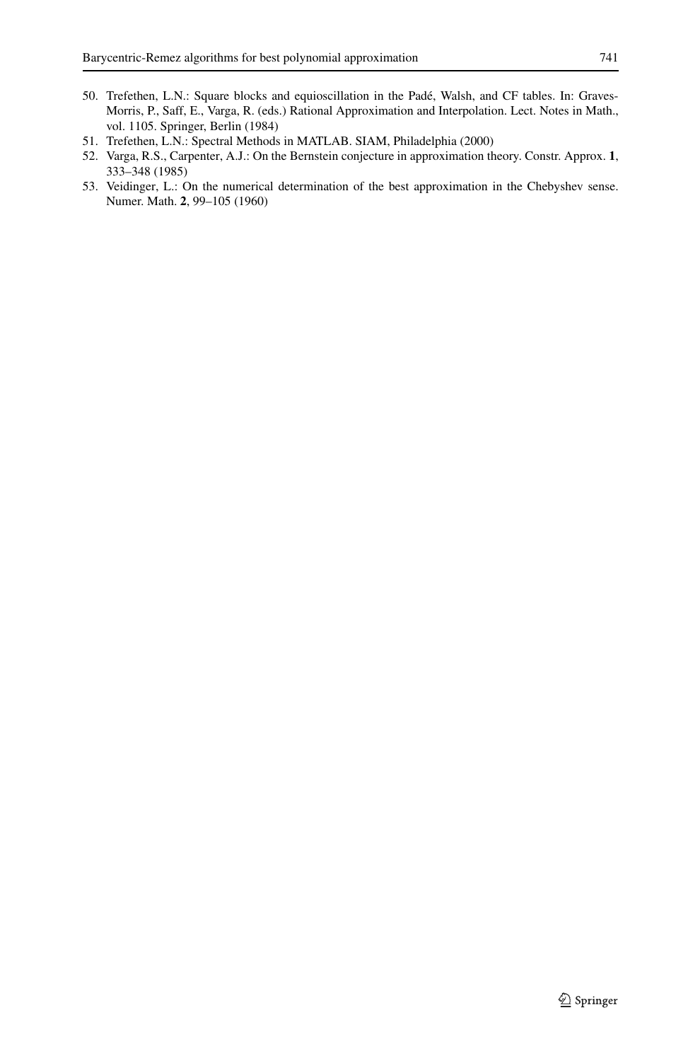50. Trefethen, L.N.: Square blocks and equioscillation in the Padé, Walsh, and CF tables. In: Graves-Morris, P., Saff, E., Varga, R. (eds.) Rational Approximation and Interpolation. Lect. Notes in Math., vol. 1105. Springer, Berlin (1984)
51. Trefethen, L.N.: Spectral Methods in MATLAB. SIAM, Philadelphia (2000)
52. Varga, R.S., Carpenter, A.J.: On the Bernstein conjecture in approximation theory. Constr. Approx. **1**, 333–348 (1985)
53. Veidinger, L.: On the numerical determination of the best approximation in the Chebyshev sense. Numer. Math. **2**, 99–105 (1960)